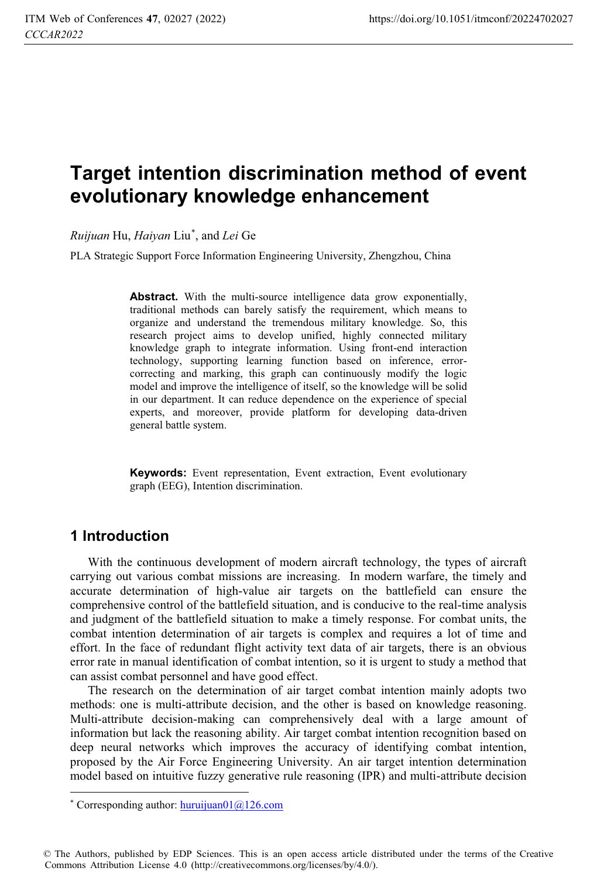# Target intention discrimination method of event evolutionary knowledge enhancement

*Ruijuan* Hu, *Haiyan* Liu*, and *Lei* Ge

PLA Strategic Support Force Information Engineering University, Zhengzhou, China

**Abstract.** With the multi-source intelligence data grow exponentially, traditional methods can barely satisfy the requirement, which means to organize and understand the tremendous military knowledge. So, this research project aims to develop unified, highly connected military knowledge graph to integrate information. Using front-end interaction technology, supporting learning function based on inference, error-correcting and marking, this graph can continuously modify the logic model and improve the intelligence of itself, so the knowledge will be solid in our department. It can reduce dependence on the experience of special experts, and moreover, provide platform for developing data-driven general battle system.

**Keywords:** Event representation, Event extraction, Event evolutionary graph (EEG), Intention discrimination.

## 1 Introduction

With the continuous development of modern aircraft technology, the types of aircraft carrying out various combat missions are increasing. In modern warfare, the timely and accurate determination of high-value air targets on the battlefield can ensure the comprehensive control of the battlefield situation, and is conducive to the real-time analysis and judgment of the battlefield situation to make a timely response. For combat units, the combat intention determination of air targets is complex and requires a lot of time and effort. In the face of redundant flight activity text data of air targets, there is an obvious error rate in manual identification of combat intention, so it is urgent to study a method that can assist combat personnel and have good effect.

The research on the determination of air target combat intention mainly adopts two methods: one is multi-attribute decision, and the other is based on knowledge reasoning. Multi-attribute decision-making can comprehensively deal with a large amount of information but lack the reasoning ability. Air target combat intention recognition based on deep neural networks which improves the accuracy of identifying combat intention, proposed by the Air Force Engineering University. An air target intention determination model based on intuitive fuzzy generative rule reasoning (IPR) and multi-attribute decision

---

* Corresponding author: huruijuan01@126.com

© The Authors, published by EDP Sciences. This is an open access article distributed under the terms of the Creative Commons Attribution License 4.0 (http://creativecommons.org/licenses/by/4.0/).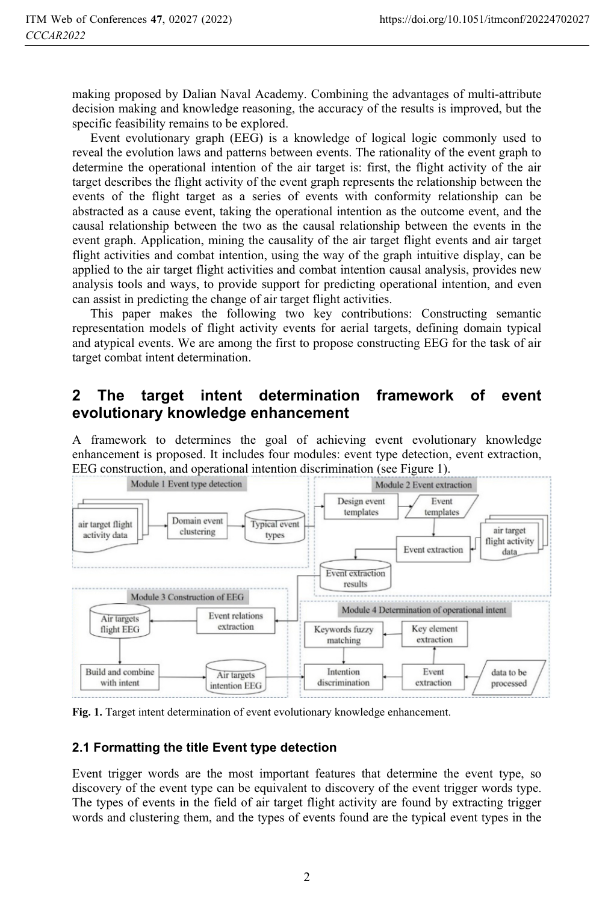making proposed by Dalian Naval Academy. Combining the advantages of multi-attribute decision making and knowledge reasoning, the accuracy of the results is improved, but the specific feasibility remains to be explored.

Event evolutionary graph (EEG) is a knowledge of logical logic commonly used to reveal the evolution laws and patterns between events. The rationality of the event graph to determine the operational intention of the air target is: first, the flight activity of the air target describes the flight activity of the event graph represents the relationship between the events of the flight target as a series of events with conformity relationship can be abstracted as a cause event, taking the operational intention as the outcome event, and the causal relationship between the two as the causal relationship between the events in the event graph. Application, mining the causality of the air target flight events and air target flight activities and combat intention, using the way of the graph intuitive display, can be applied to the air target flight activities and combat intention causal analysis, provides new analysis tools and ways, to provide support for predicting operational intention, and even can assist in predicting the change of air target flight activities.

This paper makes the following two key contributions: Constructing semantic representation models of flight activity events for aerial targets, defining domain typical and atypical events. We are among the first to propose constructing EEG for the task of air target combat intent determination.

## 2 The target intent determination framework of event evolutionary knowledge enhancement

A framework to determines the goal of achieving event evolutionary knowledge enhancement is proposed. It includes four modules: event type detection, event extraction, EEG construction, and operational intention discrimination (see Figure 1).

Fig. 1. Target intent determination of event evolutionary knowledge enhancement.

### 2.1 Formatting the title Event type detection

Event trigger words are the most important features that determine the event type, so discovery of the event type can be equivalent to discovery of the event trigger words type. The types of events in the field of air target flight activity are found by extracting trigger words and clustering them, and the types of events found are the typical event types in the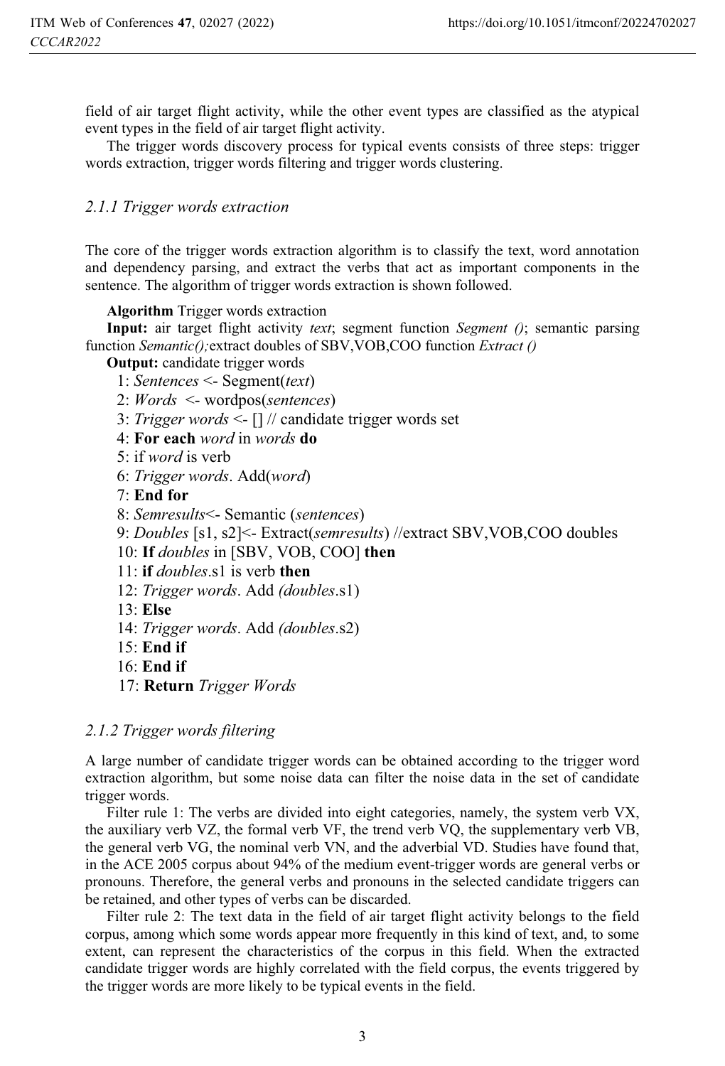field of air target flight activity, while the other event types are classified as the atypical event types in the field of air target flight activity.

The trigger words discovery process for typical events consists of three steps: trigger words extraction, trigger words filtering and trigger words clustering.

### *2.1.1 Trigger words extraction*

The core of the trigger words extraction algorithm is to classify the text, word annotation and dependency parsing, and extract the verbs that act as important components in the sentence. The algorithm of trigger words extraction is shown followed.

**Algorithm** Trigger words extraction

**Input:** air target flight activity *text*; segment function *Segment ()*; semantic parsing function *Semantic();*extract doubles of SBV,VOB,COO function *Extract ()*

**Output:** candidate trigger words

1: *Sentences* <- Segment(*text*)
2: *Words* <- wordpos(*sentences*)
3: *Trigger words* <- [] // candidate trigger words set
4: **For each** *word* in *words* **do**
5: if *word* is verb
6: *Trigger words*. Add(*word*)
7: **End for**
8: *Semresults*<- Semantic (*sentences*)
9: *Doubles* [s1, s2]<- Extract(*semresults*) //extract SBV,VOB,COO doubles
10: **If** *doubles* in [SBV, VOB, COO] **then**
11: **if** *doubles*.s1 is verb **then**
12: *Trigger words*. Add *(doubles*.s1)
13: **Else**
14: *Trigger words*. Add *(doubles*.s2)
15: **End if**
16: **End if**
17: **Return** *Trigger Words*

### *2.1.2 Trigger words filtering*

A large number of candidate trigger words can be obtained according to the trigger word extraction algorithm, but some noise data can filter the noise data in the set of candidate trigger words.

Filter rule 1: The verbs are divided into eight categories, namely, the system verb VX, the auxiliary verb VZ, the formal verb VF, the trend verb VQ, the supplementary verb VB, the general verb VG, the nominal verb VN, and the adverbial VD. Studies have found that, in the ACE 2005 corpus about 94% of the medium event-trigger words are general verbs or pronouns. Therefore, the general verbs and pronouns in the selected candidate triggers can be retained, and other types of verbs can be discarded.

Filter rule 2: The text data in the field of air target flight activity belongs to the field corpus, among which some words appear more frequently in this kind of text, and, to some extent, can represent the characteristics of the corpus in this field. When the extracted candidate trigger words are highly correlated with the field corpus, the events triggered by the trigger words are more likely to be typical events in the field.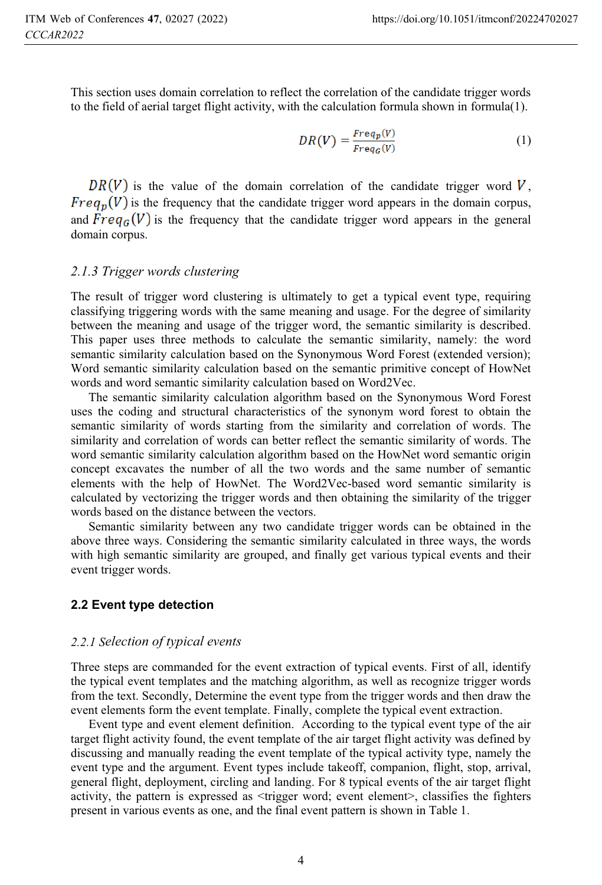This section uses domain correlation to reflect the correlation of the candidate trigger words to the field of aerial target flight activity, with the calculation formula shown in formula(1).

$$DR(V) = \frac{Freq_p(V)}{Freq_G(V)} \tag{1}$$

$DR(V)$ is the value of the domain correlation of the candidate trigger word $V$, $Freq_p(V)$ is the frequency that the candidate trigger word appears in the domain corpus, and $Freq_G(V)$ is the frequency that the candidate trigger word appears in the general domain corpus.

### *2.1.3 Trigger words clustering*

The result of trigger word clustering is ultimately to get a typical event type, requiring classifying triggering words with the same meaning and usage. For the degree of similarity between the meaning and usage of the trigger word, the semantic similarity is described. This paper uses three methods to calculate the semantic similarity, namely: the word semantic similarity calculation based on the Synonymous Word Forest (extended version); Word semantic similarity calculation based on the semantic primitive concept of HowNet words and word semantic similarity calculation based on Word2Vec.

The semantic similarity calculation algorithm based on the Synonymous Word Forest uses the coding and structural characteristics of the synonym word forest to obtain the semantic similarity of words starting from the similarity and correlation of words. The similarity and correlation of words can better reflect the semantic similarity of words. The word semantic similarity calculation algorithm based on the HowNet word semantic origin concept excavates the number of all the two words and the same number of semantic elements with the help of HowNet. The Word2Vec-based word semantic similarity is calculated by vectorizing the trigger words and then obtaining the similarity of the trigger words based on the distance between the vectors.

Semantic similarity between any two candidate trigger words can be obtained in the above three ways. Considering the semantic similarity calculated in three ways, the words with high semantic similarity are grouped, and finally get various typical events and their event trigger words.

## **2.2 Event type detection**

### *2.2.1 Selection of typical events*

Three steps are commanded for the event extraction of typical events. First of all, identify the typical event templates and the matching algorithm, as well as recognize trigger words from the text. Secondly, Determine the event type from the trigger words and then draw the event elements form the event template. Finally, complete the typical event extraction.

Event type and event element definition. According to the typical event type of the air target flight activity found, the event template of the air target flight activity was defined by discussing and manually reading the event template of the typical activity type, namely the event type and the argument. Event types include takeoff, companion, flight, stop, arrival, general flight, deployment, circling and landing. For 8 typical events of the air target flight activity, the pattern is expressed as <trigger word; event element>, classifies the fighters present in various events as one, and the final event pattern is shown in Table 1.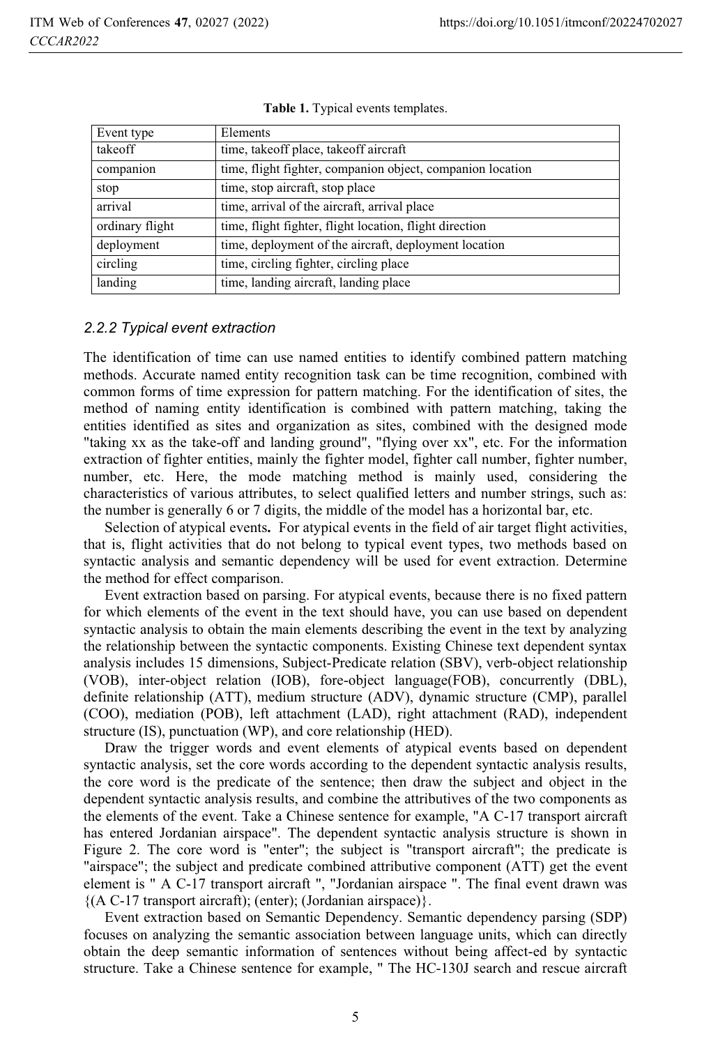**Table 1.** Typical events templates.

| Event type | Elements |
| --- | --- |
| takeoff | time, takeoff place, takeoff aircraft |
| companion | time, flight fighter, companion object, companion location |
| stop | time, stop aircraft, stop place |
| arrival | time, arrival of the aircraft, arrival place |
| ordinary flight | time, flight fighter, flight location, flight direction |
| deployment | time, deployment of the aircraft, deployment location |
| circling | time, circling fighter, circling place |
| landing | time, landing aircraft, landing place |

#### *2.2.2 Typical event extraction*

The identification of time can use named entities to identify combined pattern matching methods. Accurate named entity recognition task can be time recognition, combined with common forms of time expression for pattern matching. For the identification of sites, the method of naming entity identification is combined with pattern matching, taking the entities identified as sites and organization as sites, combined with the designed mode "taking xx as the take-off and landing ground", "flying over xx", etc. For the information extraction of fighter entities, mainly the fighter model, fighter call number, fighter number, number, etc. Here, the mode matching method is mainly used, considering the characteristics of various attributes, to select qualified letters and number strings, such as: the number is generally 6 or 7 digits, the middle of the model has a horizontal bar, etc.

Selection of atypical events**.** For atypical events in the field of air target flight activities, that is, flight activities that do not belong to typical event types, two methods based on syntactic analysis and semantic dependency will be used for event extraction. Determine the method for effect comparison.

Event extraction based on parsing. For atypical events, because there is no fixed pattern for which elements of the event in the text should have, you can use based on dependent syntactic analysis to obtain the main elements describing the event in the text by analyzing the relationship between the syntactic components. Existing Chinese text dependent syntax analysis includes 15 dimensions, Subject-Predicate relation (SBV), verb-object relationship (VOB), inter-object relation (IOB), fore-object language(FOB), concurrently (DBL), definite relationship (ATT), medium structure (ADV), dynamic structure (CMP), parallel (COO), mediation (POB), left attachment (LAD), right attachment (RAD), independent structure (IS), punctuation (WP), and core relationship (HED).

Draw the trigger words and event elements of atypical events based on dependent syntactic analysis, set the core words according to the dependent syntactic analysis results, the core word is the predicate of the sentence; then draw the subject and object in the dependent syntactic analysis results, and combine the attributives of the two components as the elements of the event. Take a Chinese sentence for example, "A C-17 transport aircraft has entered Jordanian airspace". The dependent syntactic analysis structure is shown in Figure 2. The core word is "enter"; the subject is "transport aircraft"; the predicate is "airspace"; the subject and predicate combined attributive component (ATT) get the event element is " A C-17 transport aircraft ", "Jordanian airspace ". The final event drawn was {(A C-17 transport aircraft); (enter); (Jordanian airspace)}.

Event extraction based on Semantic Dependency. Semantic dependency parsing (SDP) focuses on analyzing the semantic association between language units, which can directly obtain the deep semantic information of sentences without being affect-ed by syntactic structure. Take a Chinese sentence for example, " The HC-130J search and rescue aircraft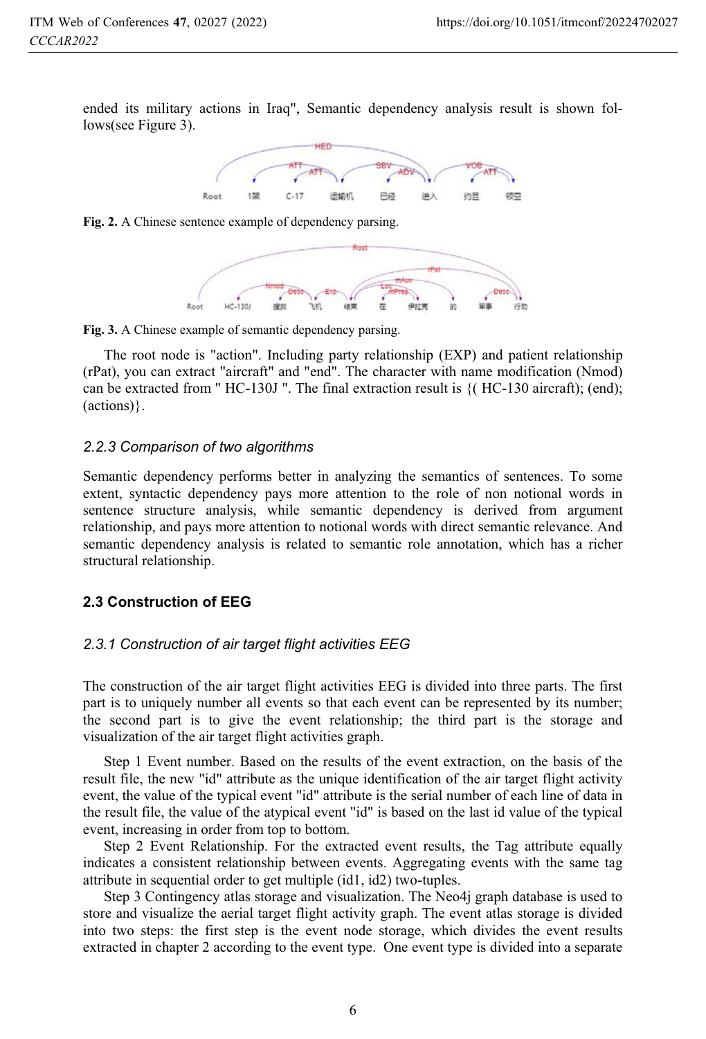ended its military actions in Iraq", Semantic dependency analysis result is shown follows(see Figure 3).

Fig. 2. A Chinese sentence example of dependency parsing.

Fig. 3. A Chinese example of semantic dependency parsing.

The root node is "action". Including party relationship (EXP) and patient relationship (rPat), you can extract "aircraft" and "end". The character with name modification (Nmod) can be extracted from " HC-130J ". The final extraction result is {( HC-130 aircraft); (end); (actions)}.

### 2.2.3 Comparison of two algorithms

Semantic dependency performs better in analyzing the semantics of sentences. To some extent, syntactic dependency pays more attention to the role of non notional words in sentence structure analysis, while semantic dependency is derived from argument relationship, and pays more attention to notional words with direct semantic relevance. And semantic dependency analysis is related to semantic role annotation, which has a richer structural relationship.

## 2.3 Construction of EEG

### 2.3.1 Construction of air target flight activities EEG

The construction of the air target flight activities EEG is divided into three parts. The first part is to uniquely number all events so that each event can be represented by its number; the second part is to give the event relationship; the third part is the storage and visualization of the air target flight activities graph.

Step 1 Event number. Based on the results of the event extraction, on the basis of the result file, the new "id" attribute as the unique identification of the air target flight activity event, the value of the typical event "id" attribute is the serial number of each line of data in the result file, the value of the atypical event "id" is based on the last id value of the typical event, increasing in order from top to bottom.

Step 2 Event Relationship. For the extracted event results, the Tag attribute equally indicates a consistent relationship between events. Aggregating events with the same tag attribute in sequential order to get multiple (id1, id2) two-tuples.

Step 3 Contingency atlas storage and visualization. The Neo4j graph database is used to store and visualize the aerial target flight activity graph. The event atlas storage is divided into two steps: the first step is the event node storage, which divides the event results extracted in chapter 2 according to the event type. One event type is divided into a separate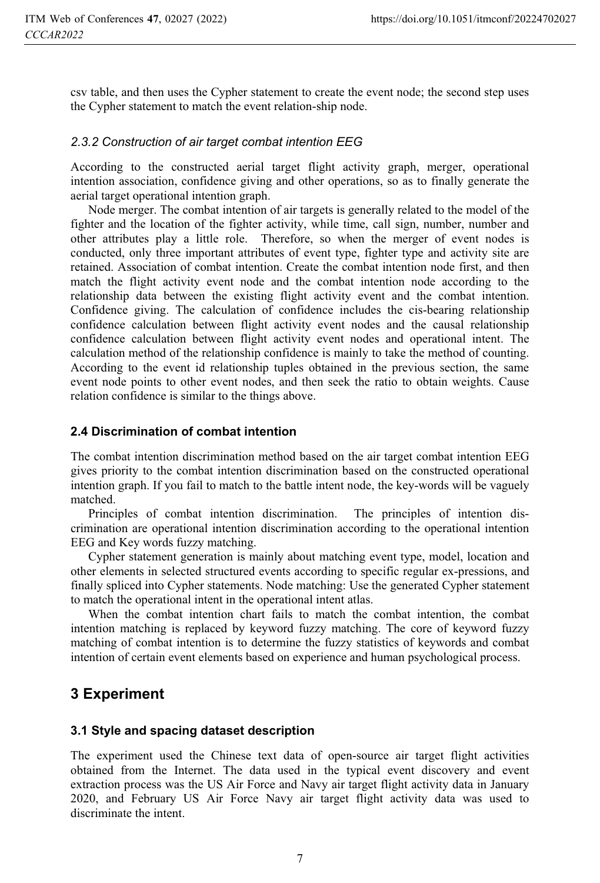csv table, and then uses the Cypher statement to create the event node; the second step uses the Cypher statement to match the event relation-ship node.

#### *2.3.2 Construction of air target combat intention EEG*

According to the constructed aerial target flight activity graph, merger, operational intention association, confidence giving and other operations, so as to finally generate the aerial target operational intention graph.

Node merger. The combat intention of air targets is generally related to the model of the fighter and the location of the fighter activity, while time, call sign, number, number and other attributes play a little role. Therefore, so when the merger of event nodes is conducted, only three important attributes of event type, fighter type and activity site are retained. Association of combat intention. Create the combat intention node first, and then match the flight activity event node and the combat intention node according to the relationship data between the existing flight activity event and the combat intention. Confidence giving. The calculation of confidence includes the cis-bearing relationship confidence calculation between flight activity event nodes and the causal relationship confidence calculation between flight activity event nodes and operational intent. The calculation method of the relationship confidence is mainly to take the method of counting. According to the event id relationship tuples obtained in the previous section, the same event node points to other event nodes, and then seek the ratio to obtain weights. Cause relation confidence is similar to the things above.

### 2.4 Discrimination of combat intention

The combat intention discrimination method based on the air target combat intention EEG gives priority to the combat intention discrimination based on the constructed operational intention graph. If you fail to match to the battle intent node, the key-words will be vaguely matched.

Principles of combat intention discrimination. The principles of intention dis-crimination are operational intention discrimination according to the operational intention EEG and Key words fuzzy matching.

Cypher statement generation is mainly about matching event type, model, location and other elements in selected structured events according to specific regular ex-pressions, and finally spliced into Cypher statements. Node matching: Use the generated Cypher statement to match the operational intent in the operational intent atlas.

When the combat intention chart fails to match the combat intention, the combat intention matching is replaced by keyword fuzzy matching. The core of keyword fuzzy matching of combat intention is to determine the fuzzy statistics of keywords and combat intention of certain event elements based on experience and human psychological process.

## 3 Experiment

### 3.1 Style and spacing dataset description

The experiment used the Chinese text data of open-source air target flight activities obtained from the Internet. The data used in the typical event discovery and event extraction process was the US Air Force and Navy air target flight activity data in January 2020, and February US Air Force Navy air target flight activity data was used to discriminate the intent.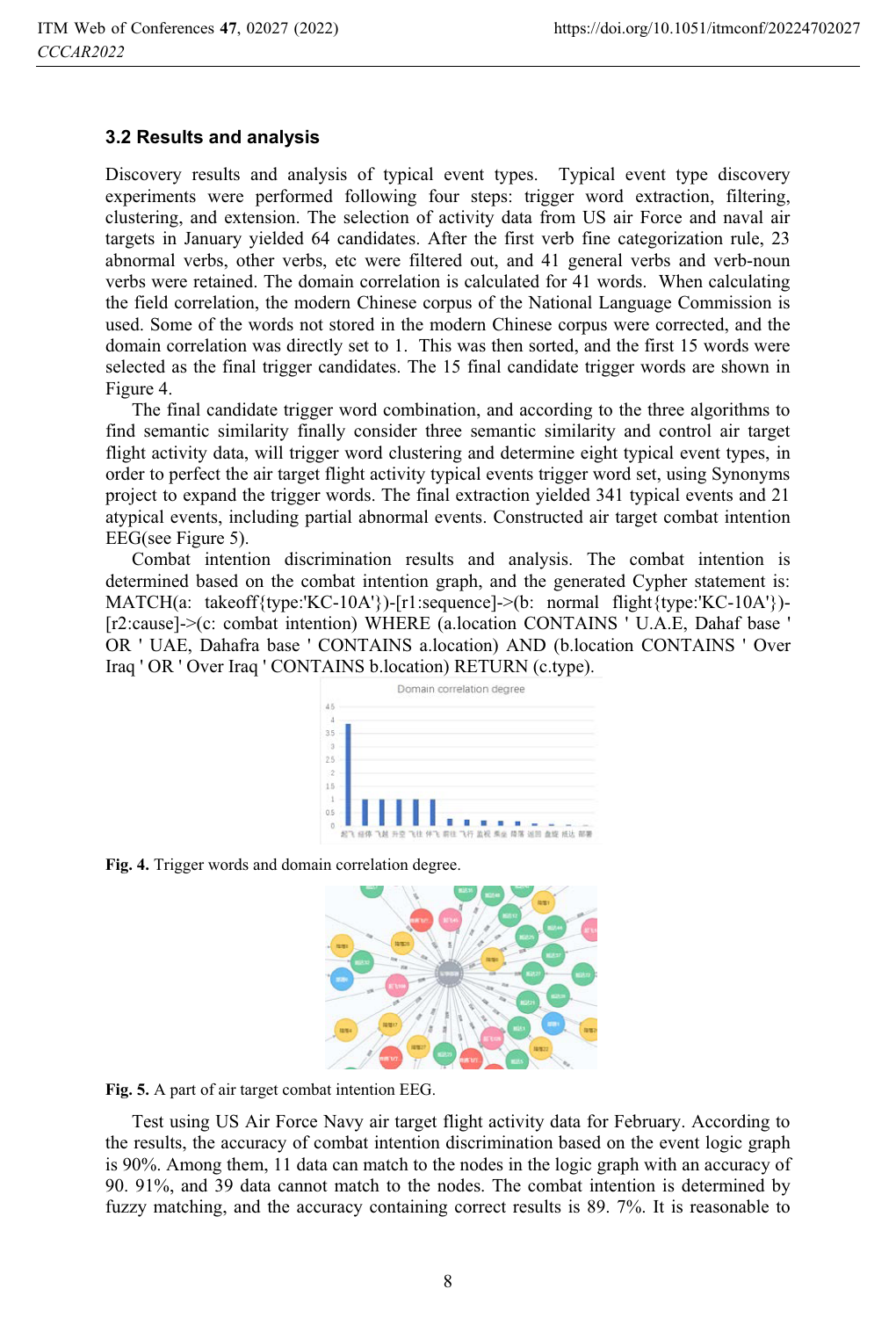### 3.2 Results and analysis

Discovery results and analysis of typical event types. Typical event type discovery experiments were performed following four steps: trigger word extraction, filtering, clustering, and extension. The selection of activity data from US air Force and naval air targets in January yielded 64 candidates. After the first verb fine categorization rule, 23 abnormal verbs, other verbs, etc were filtered out, and 41 general verbs and verb-noun verbs were retained. The domain correlation is calculated for 41 words. When calculating the field correlation, the modern Chinese corpus of the National Language Commission is used. Some of the words not stored in the modern Chinese corpus were corrected, and the domain correlation was directly set to 1. This was then sorted, and the first 15 words were selected as the final trigger candidates. The 15 final candidate trigger words are shown in Figure 4.

The final candidate trigger word combination, and according to the three algorithms to find semantic similarity finally consider three semantic similarity and control air target flight activity data, will trigger word clustering and determine eight typical event types, in order to perfect the air target flight activity typical events trigger word set, using Synonyms project to expand the trigger words. The final extraction yielded 341 typical events and 21 atypical events, including partial abnormal events. Constructed air target combat intention EEG(see Figure 5).

Combat intention discrimination results and analysis. The combat intention is determined based on the combat intention graph, and the generated Cypher statement is: MATCH(a: takeoff{type:'KC-10A'})-[r1:sequence]->(b: normal flight{type:'KC-10A'})-[r2:cause]->(c: combat intention) WHERE (a.location CONTAINS ' U.A.E, Dahaf base ' OR ' UAE, Dahafra base ' CONTAINS a.location) AND (b.location CONTAINS ' Over Iraq ' OR ' Over Iraq ' CONTAINS b.location) RETURN (c.type).

**Fig. 4.** Trigger words and domain correlation degree.

**Fig. 5.** A part of air target combat intention EEG.

Test using US Air Force Navy air target flight activity data for February. According to the results, the accuracy of combat intention discrimination based on the event logic graph is 90%. Among them, 11 data can match to the nodes in the logic graph with an accuracy of 90. 91%, and 39 data cannot match to the nodes. The combat intention is determined by fuzzy matching, and the accuracy containing correct results is 89. 7%. It is reasonable to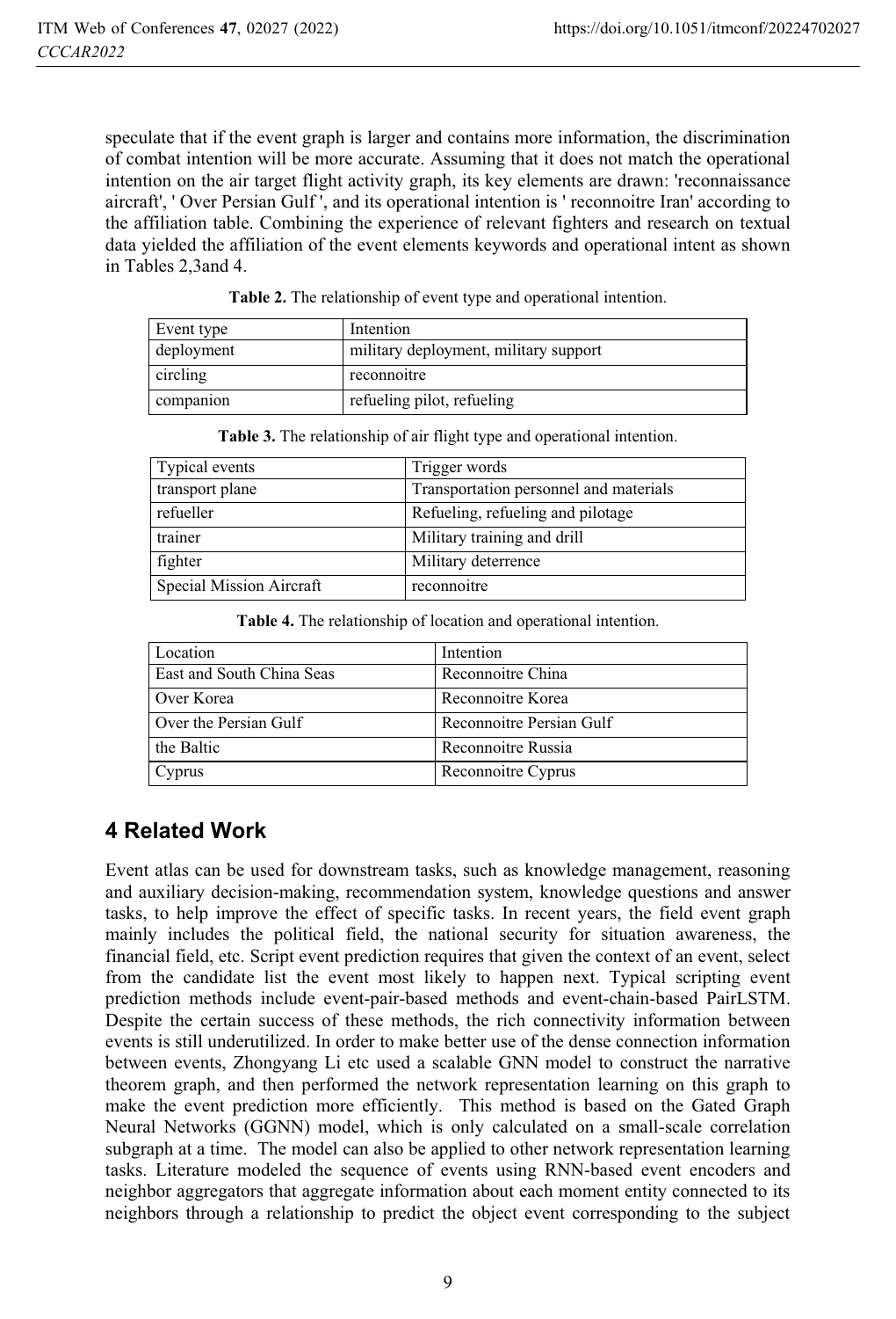speculate that if the event graph is larger and contains more information, the discrimination of combat intention will be more accurate. Assuming that it does not match the operational intention on the air target flight activity graph, its key elements are drawn: 'reconnaissance aircraft', ' Over Persian Gulf ', and its operational intention is ' reconnoitre Iran' according to the affiliation table. Combining the experience of relevant fighters and research on textual data yielded the affiliation of the event elements keywords and operational intent as shown in Tables 2,3and 4.

**Table 2.** The relationship of event type and operational intention.

| Event type | Intention |
|---|---|
| deployment | military deployment, military support |
| circling | reconnoitre |
| companion | refueling pilot, refueling |

**Table 3.** The relationship of air flight type and operational intention.

| Typical events | Trigger words |
|---|---|
| transport plane | Transportation personnel and materials |
| refueller | Refueling, refueling and pilotage |
| trainer | Military training and drill |
| fighter | Military deterrence |
| Special Mission Aircraft | reconnoitre |

**Table 4.** The relationship of location and operational intention.

| Location | Intention |
|---|---|
| East and South China Seas | Reconnoitre China |
| Over Korea | Reconnoitre Korea |
| Over the Persian Gulf | Reconnoitre Persian Gulf |
| the Baltic | Reconnoitre Russia |
| Cyprus | Reconnoitre Cyprus |

## 4 Related Work

Event atlas can be used for downstream tasks, such as knowledge management, reasoning and auxiliary decision-making, recommendation system, knowledge questions and answer tasks, to help improve the effect of specific tasks. In recent years, the field event graph mainly includes the political field, the national security for situation awareness, the financial field, etc. Script event prediction requires that given the context of an event, select from the candidate list the event most likely to happen next. Typical scripting event prediction methods include event-pair-based methods and event-chain-based PairLSTM. Despite the certain success of these methods, the rich connectivity information between events is still underutilized. In order to make better use of the dense connection information between events, Zhongyang Li etc used a scalable GNN model to construct the narrative theorem graph, and then performed the network representation learning on this graph to make the event prediction more efficiently. This method is based on the Gated Graph Neural Networks (GGNN) model, which is only calculated on a small-scale correlation subgraph at a time. The model can also be applied to other network representation learning tasks. Literature modeled the sequence of events using RNN-based event encoders and neighbor aggregators that aggregate information about each moment entity connected to its neighbors through a relationship to predict the object event corresponding to the subject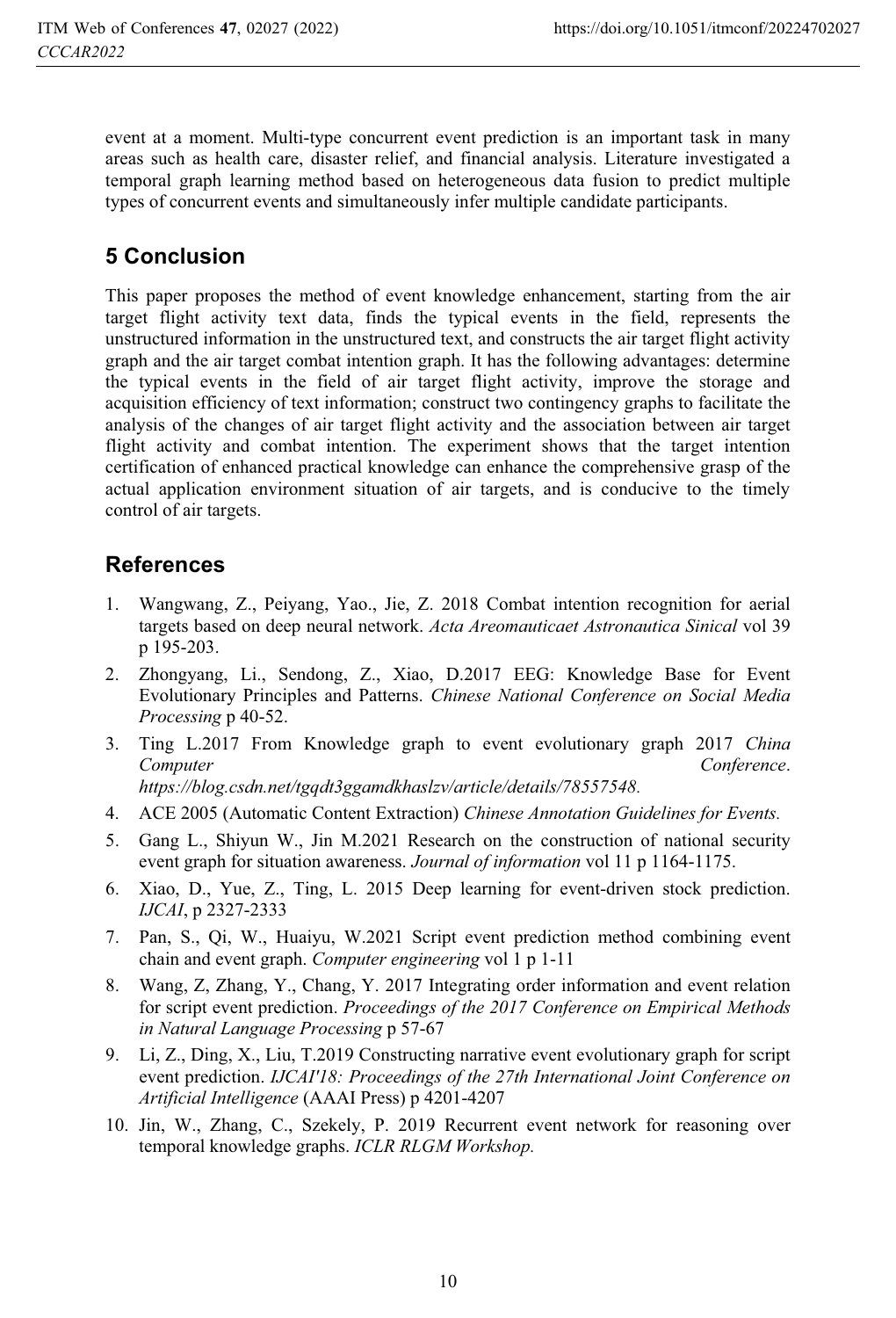event at a moment. Multi-type concurrent event prediction is an important task in many areas such as health care, disaster relief, and financial analysis. Literature investigated a temporal graph learning method based on heterogeneous data fusion to predict multiple types of concurrent events and simultaneously infer multiple candidate participants.

## 5 Conclusion

This paper proposes the method of event knowledge enhancement, starting from the air target flight activity text data, finds the typical events in the field, represents the unstructured information in the unstructured text, and constructs the air target flight activity graph and the air target combat intention graph. It has the following advantages: determine the typical events in the field of air target flight activity, improve the storage and acquisition efficiency of text information; construct two contingency graphs to facilitate the analysis of the changes of air target flight activity and the association between air target flight activity and combat intention. The experiment shows that the target intention certification of enhanced practical knowledge can enhance the comprehensive grasp of the actual application environment situation of air targets, and is conducive to the timely control of air targets.

## References

1. Wangwang, Z., Peiyang, Yao., Jie, Z. 2018 Combat intention recognition for aerial targets based on deep neural network. *Acta Areomauticaet Astronautica Sinical* vol 39 p 195-203.
2. Zhongyang, Li., Sendong, Z., Xiao, D.2017 EEG: Knowledge Base for Event Evolutionary Principles and Patterns. *Chinese National Conference on Social Media Processing* p 40-52.
3. Ting L.2017 From Knowledge graph to event evolutionary graph 2017 *China Computer Conference*. *https://blog.csdn.net/tgqdt3ggamdkhaslzv/article/details/78557548.*
4. ACE 2005 (Automatic Content Extraction) *Chinese Annotation Guidelines for Events.*
5. Gang L., Shiyun W., Jin M.2021 Research on the construction of national security event graph for situation awareness. *Journal of information* vol 11 p 1164-1175.
6. Xiao, D., Yue, Z., Ting, L. 2015 Deep learning for event-driven stock prediction. *IJCAI*, p 2327-2333
7. Pan, S., Qi, W., Huaiyu, W.2021 Script event prediction method combining event chain and event graph. *Computer engineering* vol 1 p 1-11
8. Wang, Z, Zhang, Y., Chang, Y. 2017 Integrating order information and event relation for script event prediction. *Proceedings of the 2017 Conference on Empirical Methods in Natural Language Processing* p 57-67
9. Li, Z., Ding, X., Liu, T.2019 Constructing narrative event evolutionary graph for script event prediction. *IJCAI'18: Proceedings of the 27th International Joint Conference on Artificial Intelligence* (AAAI Press) p 4201-4207
10. Jin, W., Zhang, C., Szekely, P. 2019 Recurrent event network for reasoning over temporal knowledge graphs. *ICLR RLGM Workshop.*